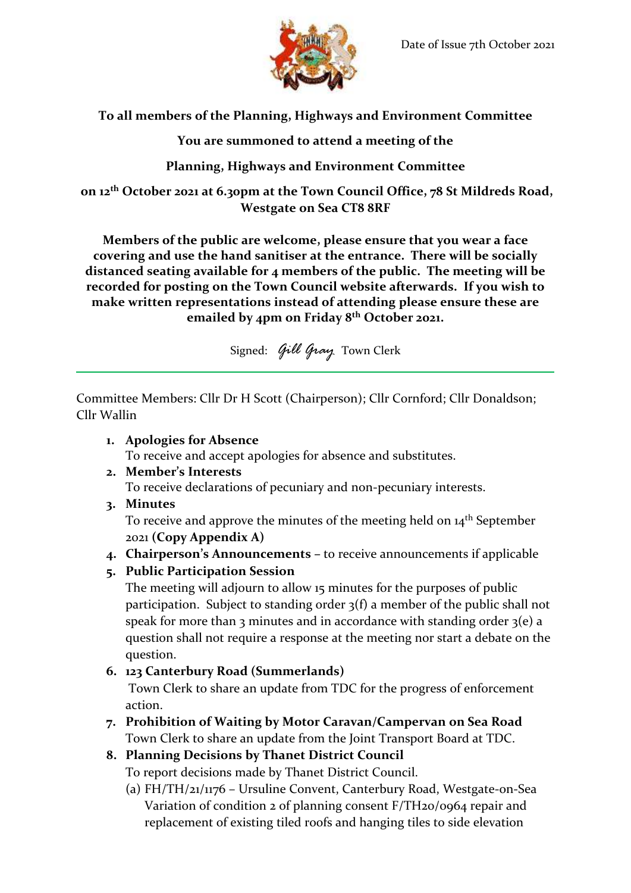Date of Issue 7th October 2021

**To all members of the Planning, Highways and Environment Committee**

**You are summoned to attend a meeting of the**

**Planning, Highways and Environment Committee**

**on 12th October 2021 at 6.30pm at the Town Council Office, 78 St Mildreds Road, Westgate on Sea CT8 8RF**

**Members of the public are welcome, please ensure that you wear a face covering and use the hand sanitiser at the entrance. There will be socially distanced seating available for 4 members of the public. The meeting will be recorded for posting on the Town Council website afterwards. If you wish to make written representations instead of attending please ensure these are emailed by 4pm on Friday 8th October 2021.**

Signed: *Gill Gray* Town Clerk

---

Committee Members: Cllr Dr H Scott (Chairperson); Cllr Cornford; Cllr Donaldson; Cllr Wallin

1. **Apologies for Absence**
   To receive and accept apologies for absence and substitutes.
2. **Member's Interests**
   To receive declarations of pecuniary and non-pecuniary interests.
3. **Minutes**
   To receive and approve the minutes of the meeting held on 14th September 2021 **(Copy Appendix A)**
4. **Chairperson's Announcements** – to receive announcements if applicable
5. **Public Participation Session**
   The meeting will adjourn to allow 15 minutes for the purposes of public participation. Subject to standing order 3(f) a member of the public shall not speak for more than 3 minutes and in accordance with standing order 3(e) a question shall not require a response at the meeting nor start a debate on the question.
6. **123 Canterbury Road (Summerlands)**
   Town Clerk to share an update from TDC for the progress of enforcement action.
7. **Prohibition of Waiting by Motor Caravan/Campervan on Sea Road**
   Town Clerk to share an update from the Joint Transport Board at TDC.
8. **Planning Decisions by Thanet District Council**
   To report decisions made by Thanet District Council.
   (a) FH/TH/21/1176 – Ursuline Convent, Canterbury Road, Westgate-on-Sea
   Variation of condition 2 of planning consent F/TH20/0964 repair and replacement of existing tiled roofs and hanging tiles to side elevation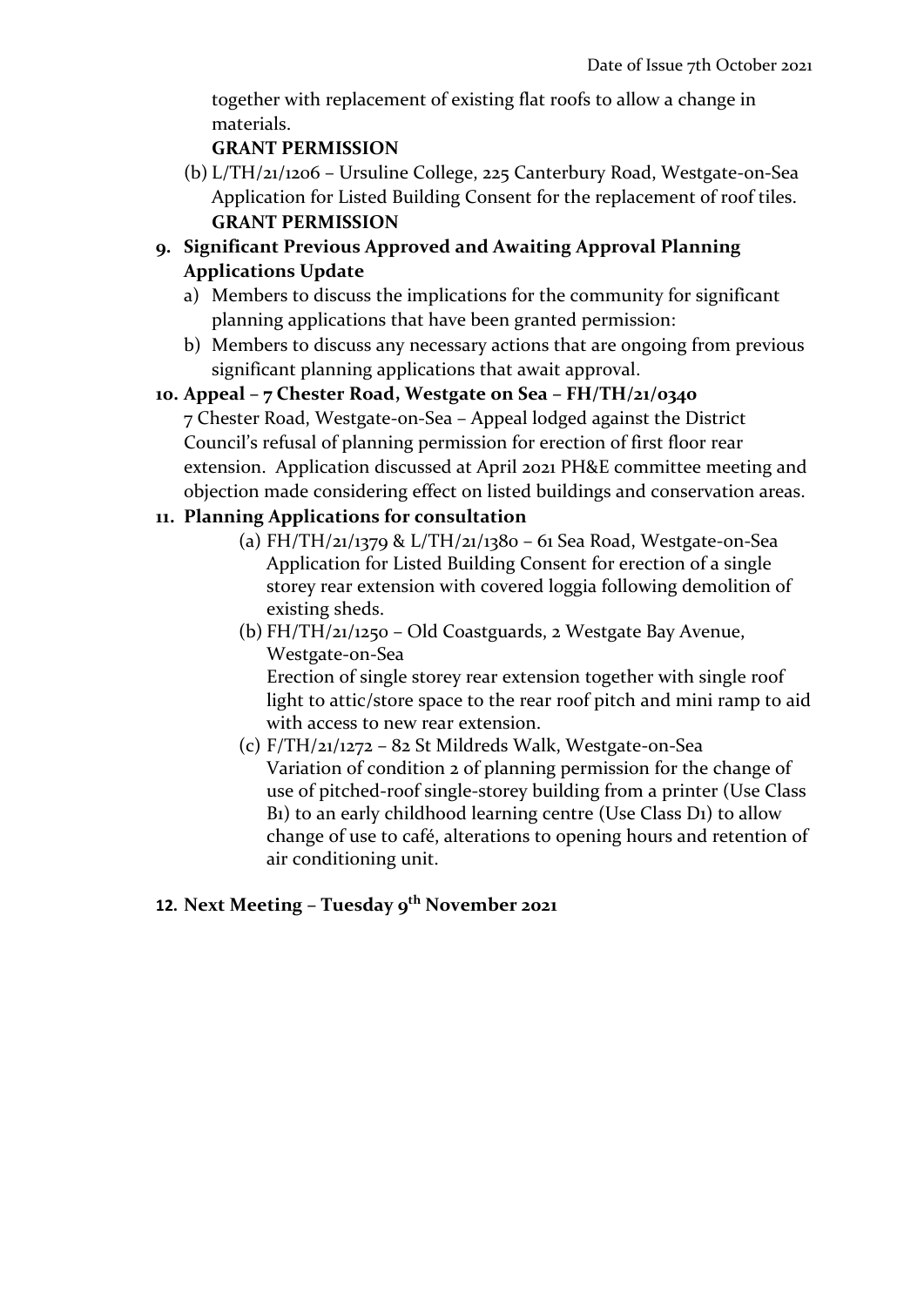together with replacement of existing flat roofs to allow a change in materials.

**GRANT PERMISSION**

(b) L/TH/21/1206 – Ursuline College, 225 Canterbury Road, Westgate-on-Sea Application for Listed Building Consent for the replacement of roof tiles.
**GRANT PERMISSION**

**9. Significant Previous Approved and Awaiting Approval Planning Applications Update**

a) Members to discuss the implications for the community for significant planning applications that have been granted permission:

b) Members to discuss any necessary actions that are ongoing from previous significant planning applications that await approval.

**10. Appeal – 7 Chester Road, Westgate on Sea – FH/TH/21/0340**

7 Chester Road, Westgate-on-Sea – Appeal lodged against the District Council's refusal of planning permission for erection of first floor rear extension. Application discussed at April 2021 PH&E committee meeting and objection made considering effect on listed buildings and conservation areas.

**11. Planning Applications for consultation**

(a) FH/TH/21/1379 & L/TH/21/1380 – 61 Sea Road, Westgate-on-Sea
Application for Listed Building Consent for erection of a single storey rear extension with covered loggia following demolition of existing sheds.

(b) FH/TH/21/1250 – Old Coastguards, 2 Westgate Bay Avenue, Westgate-on-Sea
Erection of single storey rear extension together with single roof light to attic/store space to the rear roof pitch and mini ramp to aid with access to new rear extension.

(c) F/TH/21/1272 – 82 St Mildreds Walk, Westgate-on-Sea
Variation of condition 2 of planning permission for the change of use of pitched-roof single-storey building from a printer (Use Class B1) to an early childhood learning centre (Use Class D1) to allow change of use to café, alterations to opening hours and retention of air conditioning unit.

**12. Next Meeting – Tuesday 9th November 2021**